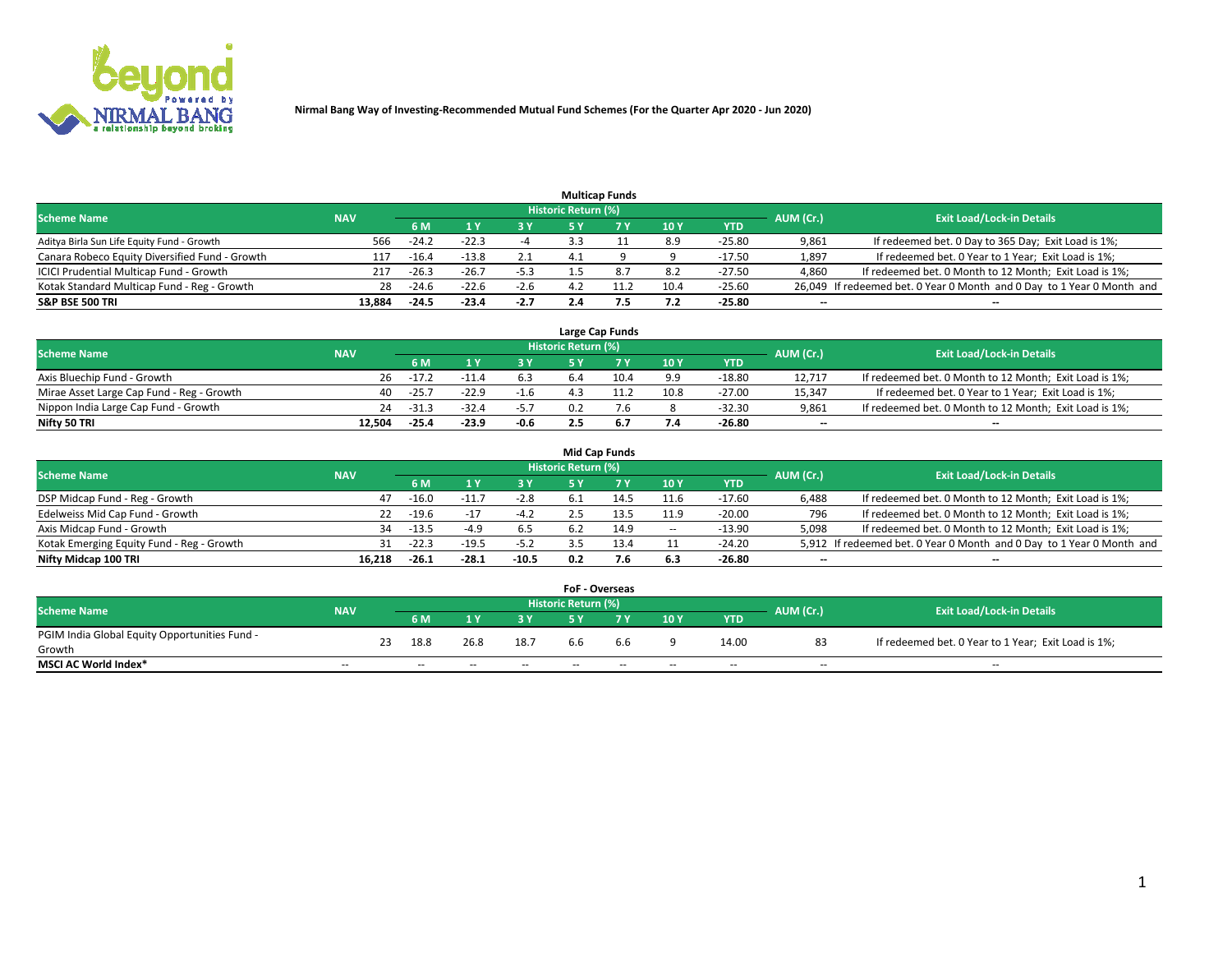## Nirmal Bang Way of Investing-Recommended Mutual Fund Schemes (For the Quarter Apr 2020 - Jun 2020)

### Multicap Funds

| Scheme Name | NAV | Historic Return (%) | | | | | | | AUM (Cr.) | Exit Load/Lock-in Details |
|---|---|---|---|---|---|---|---|---|---|---|
| | | 6 M | 1 Y | 3 Y | 5 Y | 7 Y | 10 Y | YTD | | |
| Aditya Birla Sun Life Equity Fund - Growth | 566 | -24.2 | -22.3 | -4 | 3.3 | 11 | 8.9 | -25.80 | 9,861 | If redeemed bet. 0 Day to 365 Day; Exit Load is 1%; |
| Canara Robeco Equity Diversified Fund - Growth | 117 | -16.4 | -13.8 | 2.1 | 4.1 | 9 | 9 | -17.50 | 1,897 | If redeemed bet. 0 Year to 1 Year; Exit Load is 1%; |
| ICICI Prudential Multicap Fund - Growth | 217 | -26.3 | -26.7 | -5.3 | 1.5 | 8.7 | 8.2 | -27.50 | 4,860 | If redeemed bet. 0 Month to 12 Month; Exit Load is 1%; |
| Kotak Standard Multicap Fund - Reg - Growth | 28 | -24.6 | -22.6 | -2.6 | 4.2 | 11.2 | 10.4 | -25.60 | 26,049 | If redeemed bet. 0 Year 0 Month and 0 Day to 1 Year 0 Month and |
| **S&P BSE 500 TRI** | **13,884** | **-24.5** | **-23.4** | **-2.7** | **2.4** | **7.5** | **7.2** | **-25.80** | -- | -- |

### Large Cap Funds

| Scheme Name | NAV | Historic Return (%) | | | | | | | AUM (Cr.) | Exit Load/Lock-in Details |
|---|---|---|---|---|---|---|---|---|---|---|
| | | 6 M | 1 Y | 3 Y | 5 Y | 7 Y | 10 Y | YTD | | |
| Axis Bluechip Fund - Growth | 26 | -17.2 | -11.4 | 6.3 | 6.4 | 10.4 | 9.9 | -18.80 | 12,717 | If redeemed bet. 0 Month to 12 Month; Exit Load is 1%; |
| Mirae Asset Large Cap Fund - Reg - Growth | 40 | -25.7 | -22.9 | -1.6 | 4.3 | 11.2 | 10.8 | -27.00 | 15,347 | If redeemed bet. 0 Year to 1 Year; Exit Load is 1%; |
| Nippon India Large Cap Fund - Growth | 24 | -31.3 | -32.4 | -5.7 | 0.2 | 7.6 | 8 | -32.30 | 9,861 | If redeemed bet. 0 Month to 12 Month; Exit Load is 1%; |
| **Nifty 50 TRI** | **12,504** | **-25.4** | **-23.9** | **-0.6** | **2.5** | **6.7** | **7.4** | **-26.80** | -- | -- |

### Mid Cap Funds

| Scheme Name | NAV | Historic Return (%) | | | | | | | AUM (Cr.) | Exit Load/Lock-in Details |
|---|---|---|---|---|---|---|---|---|---|---|
| | | 6 M | 1 Y | 3 Y | 5 Y | 7 Y | 10 Y | YTD | | |
| DSP Midcap Fund - Reg - Growth | 47 | -16.0 | -11.7 | -2.8 | 6.1 | 14.5 | 11.6 | -17.60 | 6,488 | If redeemed bet. 0 Month to 12 Month; Exit Load is 1%; |
| Edelweiss Mid Cap Fund - Growth | 22 | -19.6 | -17 | -4.2 | 2.5 | 13.5 | 11.9 | -20.00 | 796 | If redeemed bet. 0 Month to 12 Month; Exit Load is 1%; |
| Axis Midcap Fund - Growth | 34 | -13.5 | -4.9 | 6.5 | 6.2 | 14.9 | -- | -13.90 | 5,098 | If redeemed bet. 0 Month to 12 Month; Exit Load is 1%; |
| Kotak Emerging Equity Fund - Reg - Growth | 31 | -22.3 | -19.5 | -5.2 | 3.5 | 13.4 | 11 | -24.20 | 5,912 | If redeemed bet. 0 Year 0 Month and 0 Day to 1 Year 0 Month and |
| **Nifty Midcap 100 TRI** | **16,218** | **-26.1** | **-28.1** | **-10.5** | **0.2** | **7.6** | **6.3** | **-26.80** | -- | -- |

### FoF - Overseas

| Scheme Name | NAV | Historic Return (%) | | | | | | | AUM (Cr.) | Exit Load/Lock-in Details |
|---|---|---|---|---|---|---|---|---|---|---|
| | | 6 M | 1 Y | 3 Y | 5 Y | 7 Y | 10 Y | YTD | | |
| PGIM India Global Equity Opportunities Fund - Growth | 23 | 18.8 | 26.8 | 18.7 | 6.6 | 6.6 | 9 | 14.00 | 83 | If redeemed bet. 0 Year to 1 Year; Exit Load is 1%; |
| **MSCI AC World Index*** | -- | -- | -- | -- | -- | -- | -- | -- | -- | -- |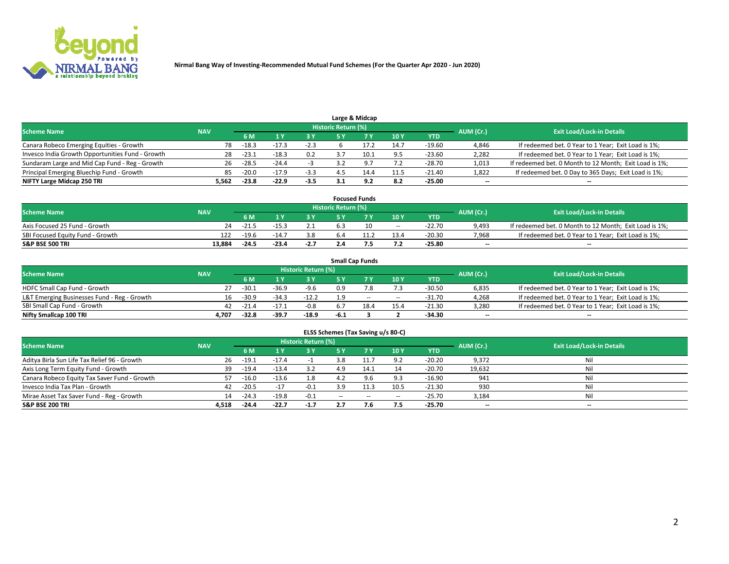**Nirmal Bang Way of Investing-Recommended Mutual Fund Schemes (For the Quarter Apr 2020 - Jun 2020)**

### Large & Midcap

| Scheme Name | NAV | Historic Return (%) | | | | | | | AUM (Cr.) | Exit Load/Lock-in Details |
|---|---|---|---|---|---|---|---|---|---|---|
| | | 6 M | 1 Y | 3 Y | 5 Y | 7 Y | 10 Y | YTD | | |
| Canara Robeco Emerging Equities - Growth | 78 | -18.3 | -17.3 | -2.3 | 6 | 17.2 | 14.7 | -19.60 | 4,846 | If redeemed bet. 0 Year to 1 Year; Exit Load is 1%; |
| Invesco India Growth Opportunities Fund - Growth | 28 | -23.1 | -18.3 | 0.2 | 3.7 | 10.1 | 9.5 | -23.60 | 2,282 | If redeemed bet. 0 Year to 1 Year; Exit Load is 1%; |
| Sundaram Large and Mid Cap Fund - Reg - Growth | 26 | -28.5 | -24.4 | -3 | 3.2 | 9.7 | 7.2 | -28.70 | 1,013 | If redeemed bet. 0 Month to 12 Month; Exit Load is 1%; |
| Principal Emerging Bluechip Fund - Growth | 85 | -20.0 | -17.9 | -3.3 | 4.5 | 14.4 | 11.5 | -21.40 | 1,822 | If redeemed bet. 0 Day to 365 Days; Exit Load is 1%; |
| **NIFTY Large Midcap 250 TRI** | **5,562** | **-23.8** | **-22.9** | **-3.5** | **3.1** | **9.2** | **8.2** | **-25.00** | **--** | **--** |

### Focused Funds

| Scheme Name | NAV | Historic Return (%) | | | | | | | AUM (Cr.) | Exit Load/Lock-in Details |
|---|---|---|---|---|---|---|---|---|---|---|
| | | 6 M | 1 Y | 3 Y | 5 Y | 7 Y | 10 Y | YTD | | |
| Axis Focused 25 Fund - Growth | 24 | -21.5 | -15.3 | 2.1 | 6.3 | 10 | -- | -22.70 | 9,493 | If redeemed bet. 0 Month to 12 Month; Exit Load is 1%; |
| SBI Focused Equity Fund - Growth | 122 | -19.6 | -14.7 | 3.8 | 6.4 | 11.2 | 13.4 | -20.30 | 7,968 | If redeemed bet. 0 Year to 1 Year; Exit Load is 1%; |
| **S&P BSE 500 TRI** | **13,884** | **-24.5** | **-23.4** | **-2.7** | **2.4** | **7.5** | **7.2** | **-25.80** | **--** | **--** |

### Small Cap Funds

| Scheme Name | NAV | Historic Return (%) | | | | | | | AUM (Cr.) | Exit Load/Lock-in Details |
|---|---|---|---|---|---|---|---|---|---|---|
| | | 6 M | 1 Y | 3 Y | 5 Y | 7 Y | 10 Y | YTD | | |
| HDFC Small Cap Fund - Growth | 27 | -30.1 | -36.9 | -9.6 | 0.9 | 7.8 | 7.3 | -30.50 | 6,835 | If redeemed bet. 0 Year to 1 Year; Exit Load is 1%; |
| L&T Emerging Businesses Fund - Reg - Growth | 16 | -30.9 | -34.3 | -12.2 | 1.9 | -- | -- | -31.70 | 4,268 | If redeemed bet. 0 Year to 1 Year; Exit Load is 1%; |
| SBI Small Cap Fund - Growth | 42 | -21.4 | -17.1 | -0.8 | 6.7 | 18.4 | 15.4 | -21.30 | 3,280 | If redeemed bet. 0 Year to 1 Year; Exit Load is 1%; |
| **Nifty Smallcap 100 TRI** | **4,707** | **-32.8** | **-39.7** | **-18.9** | **-6.1** | **3** | **2** | **-34.30** | **--** | **--** |

### ELSS Schemes (Tax Saving u/s 80-C)

| Scheme Name | NAV | Historic Return (%) | | | | | | | AUM (Cr.) | Exit Load/Lock-in Details |
|---|---|---|---|---|---|---|---|---|---|---|
| | | 6 M | 1 Y | 3 Y | 5 Y | 7 Y | 10 Y | YTD | | |
| Aditya Birla Sun Life Tax Relief 96 - Growth | 26 | -19.1 | -17.4 | -1 | 3.8 | 11.7 | 9.2 | -20.20 | 9,372 | Nil |
| Axis Long Term Equity Fund - Growth | 39 | -19.4 | -13.4 | 3.2 | 4.9 | 14.1 | 14 | -20.70 | 19,632 | Nil |
| Canara Robeco Equity Tax Saver Fund - Growth | 57 | -16.0 | -13.6 | 1.8 | 4.2 | 9.6 | 9.3 | -16.90 | 941 | Nil |
| Invesco India Tax Plan - Growth | 42 | -20.5 | -17 | -0.1 | 3.9 | 11.3 | 10.5 | -21.30 | 930 | Nil |
| Mirae Asset Tax Saver Fund - Reg - Growth | 14 | -24.3 | -19.8 | -0.1 | -- | -- | -- | -25.70 | 3,184 | Nil |
| **S&P BSE 200 TRI** | **4,518** | **-24.4** | **-22.7** | **-1.7** | **2.7** | **7.6** | **7.5** | **-25.70** | **--** | **--** |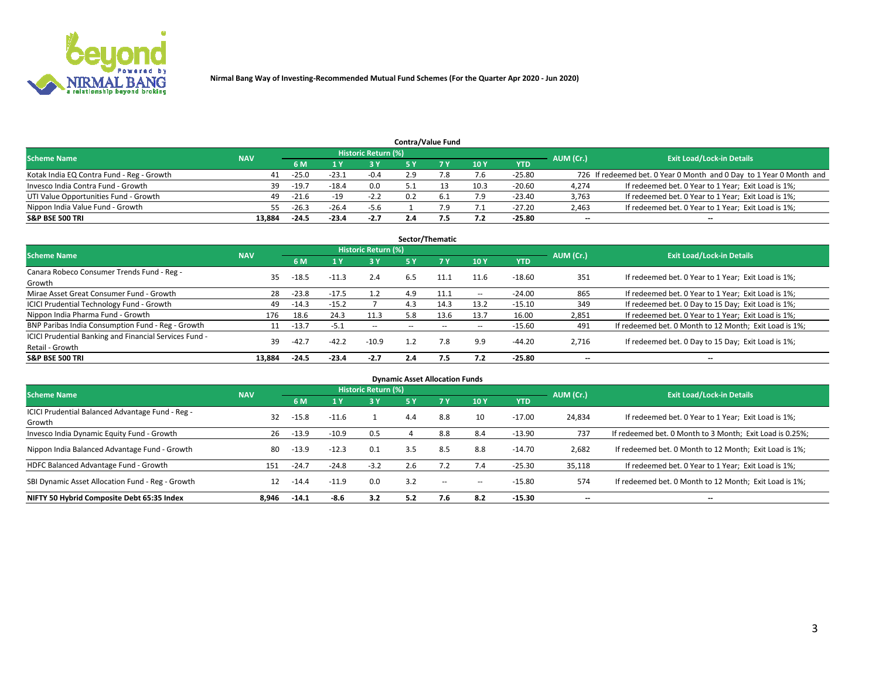Nirmal Bang Way of Investing-Recommended Mutual Fund Schemes (For the Quarter Apr 2020 - Jun 2020)

## Contra/Value Fund

| Scheme Name | NAV | Historic Return (%) | | | | | | | AUM (Cr.) | Exit Load/Lock-in Details |
|---|---|---|---|---|---|---|---|---|---|---|
| | | 6 M | 1 Y | 3 Y | 5 Y | 7 Y | 10 Y | YTD | | |
| Kotak India EQ Contra Fund - Reg - Growth | 41 | -25.0 | -23.1 | -0.4 | 2.9 | 7.8 | 7.6 | -25.80 | 726 | If redeemed bet. 0 Year 0 Month and 0 Day to 1 Year 0 Month and |
| Invesco India Contra Fund - Growth | 39 | -19.7 | -18.4 | 0.0 | 5.1 | 13 | 10.3 | -20.60 | 4,274 | If redeemed bet. 0 Year to 1 Year; Exit Load is 1%; |
| UTI Value Opportunities Fund - Growth | 49 | -21.6 | -19 | -2.2 | 0.2 | 6.1 | 7.9 | -23.40 | 3,763 | If redeemed bet. 0 Year to 1 Year; Exit Load is 1%; |
| Nippon India Value Fund - Growth | 55 | -26.3 | -26.4 | -5.6 | 1 | 7.9 | 7.1 | -27.20 | 2,463 | If redeemed bet. 0 Year to 1 Year; Exit Load is 1%; |
| **S&P BSE 500 TRI** | **13,884** | **-24.5** | **-23.4** | **-2.7** | **2.4** | **7.5** | **7.2** | **-25.80** | **--** | **--** |

## Sector/Thematic

| Scheme Name | NAV | Historic Return (%) | | | | | | | AUM (Cr.) | Exit Load/Lock-in Details |
|---|---|---|---|---|---|---|---|---|---|---|
| | | 6 M | 1 Y | 3 Y | 5 Y | 7 Y | 10 Y | YTD | | |
| Canara Robeco Consumer Trends Fund - Reg - Growth | 35 | -18.5 | -11.3 | 2.4 | 6.5 | 11.1 | 11.6 | -18.60 | 351 | If redeemed bet. 0 Year to 1 Year; Exit Load is 1%; |
| Mirae Asset Great Consumer Fund - Growth | 28 | -23.8 | -17.5 | 1.2 | 4.9 | 11.1 | -- | -24.00 | 865 | If redeemed bet. 0 Year to 1 Year; Exit Load is 1%; |
| ICICI Prudential Technology Fund - Growth | 49 | -14.3 | -15.2 | 7 | 4.3 | 14.3 | 13.2 | -15.10 | 349 | If redeemed bet. 0 Day to 15 Day; Exit Load is 1%; |
| Nippon India Pharma Fund - Growth | 176 | 18.6 | 24.3 | 11.3 | 5.8 | 13.6 | 13.7 | 16.00 | 2,851 | If redeemed bet. 0 Year to 1 Year; Exit Load is 1%; |
| BNP Paribas India Consumption Fund - Reg - Growth | 11 | -13.7 | -5.1 | -- | -- | -- | -- | -15.60 | 491 | If redeemed bet. 0 Month to 12 Month; Exit Load is 1%; |
| ICICI Prudential Banking and Financial Services Fund - Retail - Growth | 39 | -42.7 | -42.2 | -10.9 | 1.2 | 7.8 | 9.9 | -44.20 | 2,716 | If redeemed bet. 0 Day to 15 Day; Exit Load is 1%; |
| **S&P BSE 500 TRI** | **13,884** | **-24.5** | **-23.4** | **-2.7** | **2.4** | **7.5** | **7.2** | **-25.80** | **--** | **--** |

## Dynamic Asset Allocation Funds

| Scheme Name | NAV | Historic Return (%) | | | | | | | AUM (Cr.) | Exit Load/Lock-in Details |
|---|---|---|---|---|---|---|---|---|---|---|
| | | 6 M | 1 Y | 3 Y | 5 Y | 7 Y | 10 Y | YTD | | |
| ICICI Prudential Balanced Advantage Fund - Reg - Growth | 32 | -15.8 | -11.6 | 1 | 4.4 | 8.8 | 10 | -17.00 | 24,834 | If redeemed bet. 0 Year to 1 Year; Exit Load is 1%; |
| Invesco India Dynamic Equity Fund - Growth | 26 | -13.9 | -10.9 | 0.5 | 4 | 8.8 | 8.4 | -13.90 | 737 | If redeemed bet. 0 Month to 3 Month; Exit Load is 0.25%; |
| Nippon India Balanced Advantage Fund - Growth | 80 | -13.9 | -12.3 | 0.1 | 3.5 | 8.5 | 8.8 | -14.70 | 2,682 | If redeemed bet. 0 Month to 12 Month; Exit Load is 1%; |
| HDFC Balanced Advantage Fund - Growth | 151 | -24.7 | -24.8 | -3.2 | 2.6 | 7.2 | 7.4 | -25.30 | 35,118 | If redeemed bet. 0 Year to 1 Year; Exit Load is 1%; |
| SBI Dynamic Asset Allocation Fund - Reg - Growth | 12 | -14.4 | -11.9 | 0.0 | 3.2 | -- | -- | -15.80 | 574 | If redeemed bet. 0 Month to 12 Month; Exit Load is 1%; |
| **NIFTY 50 Hybrid Composite Debt 65:35 Index** | **8,946** | **-14.1** | **-8.6** | **3.2** | **5.2** | **7.6** | **8.2** | **-15.30** | **--** | **--** |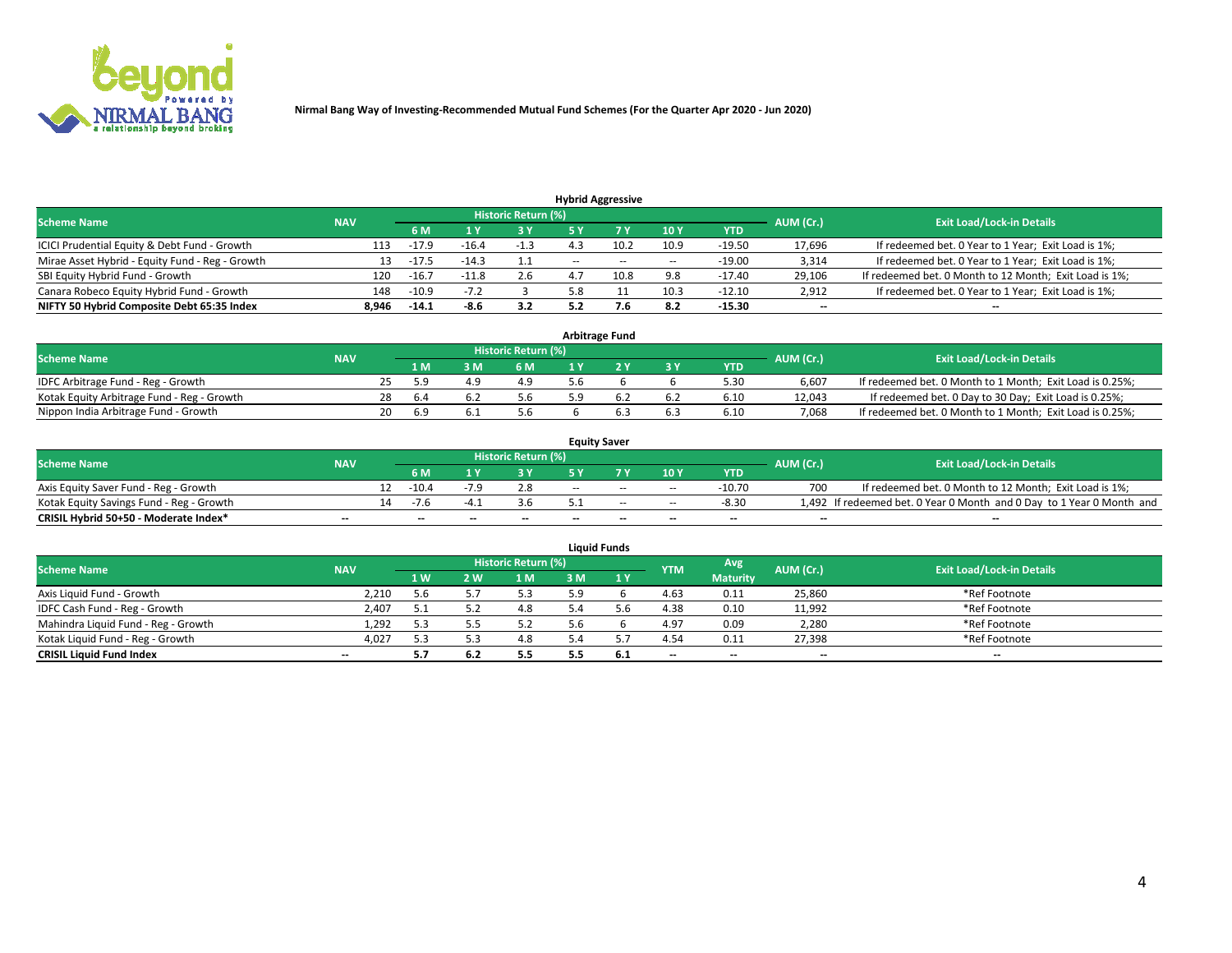Nirmal Bang Way of Investing-Recommended Mutual Fund Schemes (For the Quarter Apr 2020 - Jun 2020)

## Hybrid Aggressive

| Scheme Name | NAV | Historic Return (%) | | | | | | | AUM (Cr.) | Exit Load/Lock-in Details |
|---|---|---|---|---|---|---|---|---|---|---|
| | | 6 M | 1 Y | 3 Y | 5 Y | 7 Y | 10 Y | YTD | | |
| ICICI Prudential Equity & Debt Fund - Growth | 113 | -17.9 | -16.4 | -1.3 | 4.3 | 10.2 | 10.9 | -19.50 | 17,696 | If redeemed bet. 0 Year to 1 Year; Exit Load is 1%; |
| Mirae Asset Hybrid - Equity Fund - Reg - Growth | 13 | -17.5 | -14.3 | 1.1 | -- | -- | -- | -19.00 | 3,314 | If redeemed bet. 0 Year to 1 Year; Exit Load is 1%; |
| SBI Equity Hybrid Fund - Growth | 120 | -16.7 | -11.8 | 2.6 | 4.7 | 10.8 | 9.8 | -17.40 | 29,106 | If redeemed bet. 0 Month to 12 Month; Exit Load is 1%; |
| Canara Robeco Equity Hybrid Fund - Growth | 148 | -10.9 | -7.2 | 3 | 5.8 | 11 | 10.3 | -12.10 | 2,912 | If redeemed bet. 0 Year to 1 Year; Exit Load is 1%; |
| **NIFTY 50 Hybrid Composite Debt 65:35 Index** | **8,946** | **-14.1** | **-8.6** | **3.2** | **5.2** | **7.6** | **8.2** | **-15.30** | **--** | **--** |

## Arbitrage Fund

| Scheme Name | NAV | Historic Return (%) | | | | | | | AUM (Cr.) | Exit Load/Lock-in Details |
|---|---|---|---|---|---|---|---|---|---|---|
| | | 1 M | 3 M | 6 M | 1 Y | 2 Y | 3 Y | YTD | | |
| IDFC Arbitrage Fund - Reg - Growth | 25 | 5.9 | 4.9 | 4.9 | 5.6 | 6 | 6 | 5.30 | 6,607 | If redeemed bet. 0 Month to 1 Month; Exit Load is 0.25%; |
| Kotak Equity Arbitrage Fund - Reg - Growth | 28 | 6.4 | 6.2 | 5.6 | 5.9 | 6.2 | 6.2 | 6.10 | 12,043 | If redeemed bet. 0 Day to 30 Day; Exit Load is 0.25%; |
| Nippon India Arbitrage Fund - Growth | 20 | 6.9 | 6.1 | 5.6 | 6 | 6.3 | 6.3 | 6.10 | 7,068 | If redeemed bet. 0 Month to 1 Month; Exit Load is 0.25%; |

## Equity Saver

| Scheme Name | NAV | Historic Return (%) | | | | | | | AUM (Cr.) | Exit Load/Lock-in Details |
|---|---|---|---|---|---|---|---|---|---|---|
| | | 6 M | 1 Y | 3 Y | 5 Y | 7 Y | 10 Y | YTD | | |
| Axis Equity Saver Fund - Reg - Growth | 12 | -10.4 | -7.9 | 2.8 | -- | -- | -- | -10.70 | 700 | If redeemed bet. 0 Month to 12 Month; Exit Load is 1%; |
| Kotak Equity Savings Fund - Reg - Growth | 14 | -7.6 | -4.1 | 3.6 | 5.1 | -- | -- | -8.30 | 1,492 | If redeemed bet. 0 Year 0 Month and 0 Day to 1 Year 0 Month and |
| **CRISIL Hybrid 50+50 - Moderate Index*** | **--** | **--** | **--** | **--** | **--** | **--** | **--** | **--** | **--** | **--** |

## Liquid Funds

| Scheme Name | NAV | Historic Return (%) | | | | | YTM | Avg Maturity | AUM (Cr.) | Exit Load/Lock-in Details |
|---|---|---|---|---|---|---|---|---|---|---|
| | | 1 W | 2 W | 1 M | 3 M | 1 Y | | | | |
| Axis Liquid Fund - Growth | 2,210 | 5.6 | 5.7 | 5.3 | 5.9 | 6 | 4.63 | 0.11 | 25,860 | *Ref Footnote |
| IDFC Cash Fund - Reg - Growth | 2,407 | 5.1 | 5.2 | 4.8 | 5.4 | 5.6 | 4.38 | 0.10 | 11,992 | *Ref Footnote |
| Mahindra Liquid Fund - Reg - Growth | 1,292 | 5.3 | 5.5 | 5.2 | 5.6 | 6 | 4.97 | 0.09 | 2,280 | *Ref Footnote |
| Kotak Liquid Fund - Reg - Growth | 4,027 | 5.3 | 5.3 | 4.8 | 5.4 | 5.7 | 4.54 | 0.11 | 27,398 | *Ref Footnote |
| **CRISIL Liquid Fund Index** | **--** | **5.7** | **6.2** | **5.5** | **5.5** | **6.1** | **--** | **--** | **--** | **--** |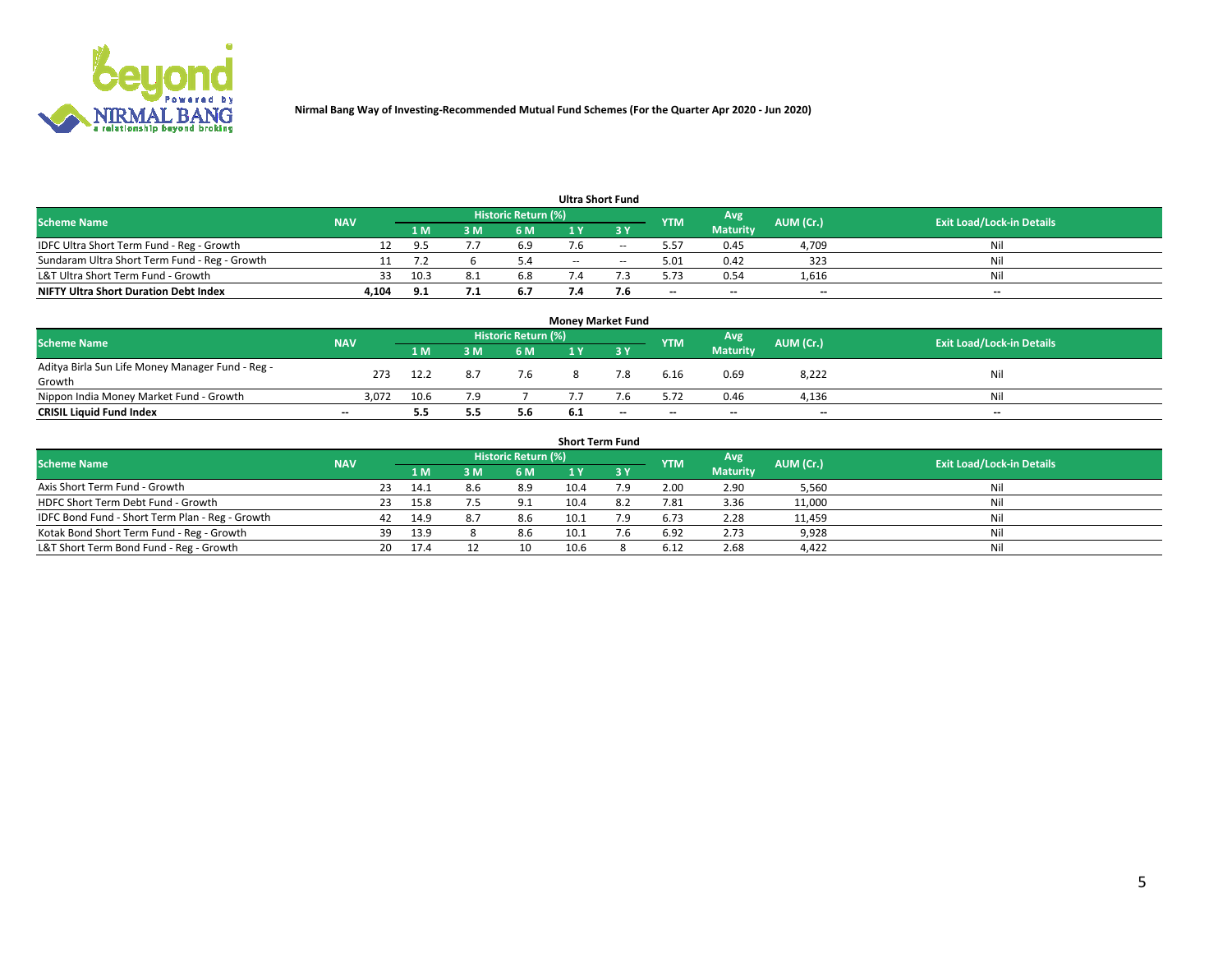Nirmal Bang Way of Investing-Recommended Mutual Fund Schemes (For the Quarter Apr 2020 - Jun 2020)

## Ultra Short Fund

| Scheme Name | NAV | Historic Return (%) | | | | | YTM | Avg Maturity | AUM (Cr.) | Exit Load/Lock-in Details |
|---|---|---|---|---|---|---|---|---|---|---|
| | | 1 M | 3 M | 6 M | 1 Y | 3 Y | | | | |
| IDFC Ultra Short Term Fund - Reg - Growth | 12 | 9.5 | 7.7 | 6.9 | 7.6 | -- | 5.57 | 0.45 | 4,709 | Nil |
| Sundaram Ultra Short Term Fund - Reg - Growth | 11 | 7.2 | 6 | 5.4 | -- | -- | 5.01 | 0.42 | 323 | Nil |
| L&T Ultra Short Term Fund - Growth | 33 | 10.3 | 8.1 | 6.8 | 7.4 | 7.3 | 5.73 | 0.54 | 1,616 | Nil |
| **NIFTY Ultra Short Duration Debt Index** | **4,104** | **9.1** | **7.1** | **6.7** | **7.4** | **7.6** | **--** | **--** | **--** | **--** |

## Money Market Fund

| Scheme Name | NAV | Historic Return (%) | | | | | YTM | Avg Maturity | AUM (Cr.) | Exit Load/Lock-in Details |
|---|---|---|---|---|---|---|---|---|---|---|
| | | 1 M | 3 M | 6 M | 1 Y | 3 Y | | | | |
| Aditya Birla Sun Life Money Manager Fund - Reg - Growth | 273 | 12.2 | 8.7 | 7.6 | 8 | 7.8 | 6.16 | 0.69 | 8,222 | Nil |
| Nippon India Money Market Fund - Growth | 3,072 | 10.6 | 7.9 | 7 | 7.7 | 7.6 | 5.72 | 0.46 | 4,136 | Nil |
| **CRISIL Liquid Fund Index** | **--** | **5.5** | **5.5** | **5.6** | **6.1** | **--** | **--** | **--** | **--** | **--** |

## Short Term Fund

| Scheme Name | NAV | Historic Return (%) | | | | | YTM | Avg Maturity | AUM (Cr.) | Exit Load/Lock-in Details |
|---|---|---|---|---|---|---|---|---|---|---|
| | | 1 M | 3 M | 6 M | 1 Y | 3 Y | | | | |
| Axis Short Term Fund - Growth | 23 | 14.1 | 8.6 | 8.9 | 10.4 | 7.9 | 2.00 | 2.90 | 5,560 | Nil |
| HDFC Short Term Debt Fund - Growth | 23 | 15.8 | 7.5 | 9.1 | 10.4 | 8.2 | 7.81 | 3.36 | 11,000 | Nil |
| IDFC Bond Fund - Short Term Plan - Reg - Growth | 42 | 14.9 | 8.7 | 8.6 | 10.1 | 7.9 | 6.73 | 2.28 | 11,459 | Nil |
| Kotak Bond Short Term Fund - Reg - Growth | 39 | 13.9 | 8 | 8.6 | 10.1 | 7.6 | 6.92 | 2.73 | 9,928 | Nil |
| L&T Short Term Bond Fund - Reg - Growth | 20 | 17.4 | 12 | 10 | 10.6 | 8 | 6.12 | 2.68 | 4,422 | Nil |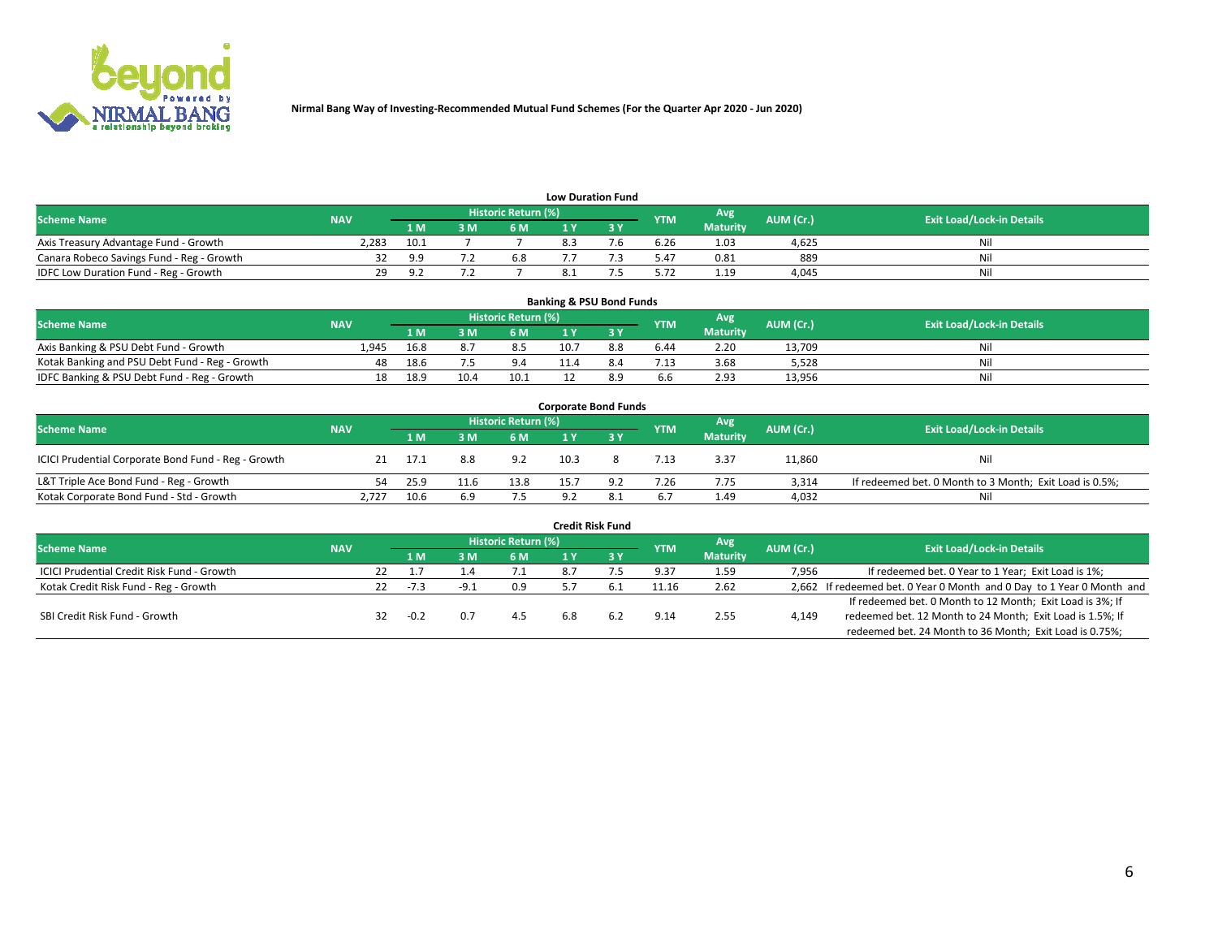Nirmal Bang Way of Investing-Recommended Mutual Fund Schemes (For the Quarter Apr 2020 - Jun 2020)

### Low Duration Fund

| Scheme Name | NAV | Historic Return (%) | | | | | YTM | Avg Maturity | AUM (Cr.) | Exit Load/Lock-in Details |
|---|---|---|---|---|---|---|---|---|---|---|
| | | 1 M | 3 M | 6 M | 1 Y | 3 Y | | | | |
| Axis Treasury Advantage Fund - Growth | 2,283 | 10.1 | 7 | 7 | 8.3 | 7.6 | 6.26 | 1.03 | 4,625 | Nil |
| Canara Robeco Savings Fund - Reg - Growth | 32 | 9.9 | 7.2 | 6.8 | 7.7 | 7.3 | 5.47 | 0.81 | 889 | Nil |
| IDFC Low Duration Fund - Reg - Growth | 29 | 9.2 | 7.2 | 7 | 8.1 | 7.5 | 5.72 | 1.19 | 4,045 | Nil |

### Banking & PSU Bond Funds

| Scheme Name | NAV | Historic Return (%) | | | | | YTM | Avg Maturity | AUM (Cr.) | Exit Load/Lock-in Details |
|---|---|---|---|---|---|---|---|---|---|---|
| | | 1 M | 3 M | 6 M | 1 Y | 3 Y | | | | |
| Axis Banking & PSU Debt Fund - Growth | 1,945 | 16.8 | 8.7 | 8.5 | 10.7 | 8.8 | 6.44 | 2.20 | 13,709 | Nil |
| Kotak Banking and PSU Debt Fund - Reg - Growth | 48 | 18.6 | 7.5 | 9.4 | 11.4 | 8.4 | 7.13 | 3.68 | 5,528 | Nil |
| IDFC Banking & PSU Debt Fund - Reg - Growth | 18 | 18.9 | 10.4 | 10.1 | 12 | 8.9 | 6.6 | 2.93 | 13,956 | Nil |

### Corporate Bond Funds

| Scheme Name | NAV | Historic Return (%) | | | | | YTM | Avg Maturity | AUM (Cr.) | Exit Load/Lock-in Details |
|---|---|---|---|---|---|---|---|---|---|---|
| | | 1 M | 3 M | 6 M | 1 Y | 3 Y | | | | |
| ICICI Prudential Corporate Bond Fund - Reg - Growth | 21 | 17.1 | 8.8 | 9.2 | 10.3 | 8 | 7.13 | 3.37 | 11,860 | Nil |
| L&T Triple Ace Bond Fund - Reg - Growth | 54 | 25.9 | 11.6 | 13.8 | 15.7 | 9.2 | 7.26 | 7.75 | 3,314 | If redeemed bet. 0 Month to 3 Month; Exit Load is 0.5%; |
| Kotak Corporate Bond Fund - Std - Growth | 2,727 | 10.6 | 6.9 | 7.5 | 9.2 | 8.1 | 6.7 | 1.49 | 4,032 | Nil |

### Credit Risk Fund

| Scheme Name | NAV | Historic Return (%) | | | | | YTM | Avg Maturity | AUM (Cr.) | Exit Load/Lock-in Details |
|---|---|---|---|---|---|---|---|---|---|---|
| | | 1 M | 3 M | 6 M | 1 Y | 3 Y | | | | |
| ICICI Prudential Credit Risk Fund - Growth | 22 | 1.7 | 1.4 | 7.1 | 8.7 | 7.5 | 9.37 | 1.59 | 7,956 | If redeemed bet. 0 Year to 1 Year; Exit Load is 1%; |
| Kotak Credit Risk Fund - Reg - Growth | 22 | -7.3 | -9.1 | 0.9 | 5.7 | 6.1 | 11.16 | 2.62 | 2,662 | If redeemed bet. 0 Year 0 Month and 0 Day to 1 Year 0 Month and |
| SBI Credit Risk Fund - Growth | 32 | -0.2 | 0.7 | 4.5 | 6.8 | 6.2 | 9.14 | 2.55 | 4,149 | If redeemed bet. 0 Month to 12 Month; Exit Load is 3%; If redeemed bet. 12 Month to 24 Month; Exit Load is 1.5%; If redeemed bet. 24 Month to 36 Month; Exit Load is 0.75%; |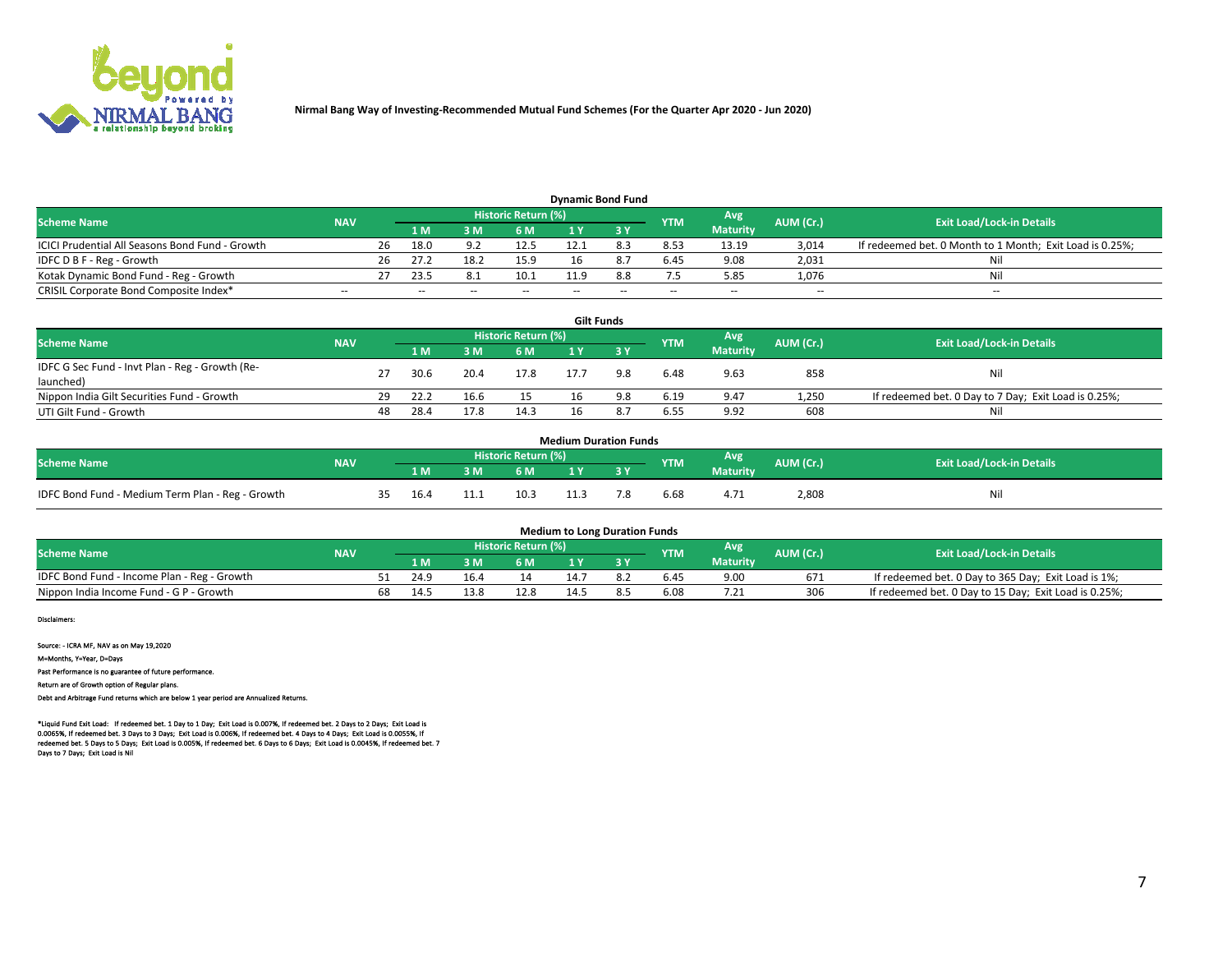Nirmal Bang Way of Investing-Recommended Mutual Fund Schemes (For the Quarter Apr 2020 - Jun 2020)

### Dynamic Bond Fund

| Scheme Name | NAV | Historic Return (%) | | | | | YTM | Avg Maturity | AUM (Cr.) | Exit Load/Lock-in Details |
|---|---|---|---|---|---|---|---|---|---|---|
| | | 1 M | 3 M | 6 M | 1 Y | 3 Y | | | | |
| ICICI Prudential All Seasons Bond Fund - Growth | 26 | 18.0 | 9.2 | 12.5 | 12.1 | 8.3 | 8.53 | 13.19 | 3,014 | If redeemed bet. 0 Month to 1 Month; Exit Load is 0.25%; |
| IDFC D B F - Reg - Growth | 26 | 27.2 | 18.2 | 15.9 | 16 | 8.7 | 6.45 | 9.08 | 2,031 | Nil |
| Kotak Dynamic Bond Fund - Reg - Growth | 27 | 23.5 | 8.1 | 10.1 | 11.9 | 8.8 | 7.5 | 5.85 | 1,076 | Nil |
| CRISIL Corporate Bond Composite Index* | -- | -- | -- | -- | -- | -- | -- | -- | -- | -- |

### Gilt Funds

| Scheme Name | NAV | Historic Return (%) | | | | | YTM | Avg Maturity | AUM (Cr.) | Exit Load/Lock-in Details |
|---|---|---|---|---|---|---|---|---|---|---|
| | | 1 M | 3 M | 6 M | 1 Y | 3 Y | | | | |
| IDFC G Sec Fund - Invt Plan - Reg - Growth (Re-launched) | 27 | 30.6 | 20.4 | 17.8 | 17.7 | 9.8 | 6.48 | 9.63 | 858 | Nil |
| Nippon India Gilt Securities Fund - Growth | 29 | 22.2 | 16.6 | 15 | 16 | 9.8 | 6.19 | 9.47 | 1,250 | If redeemed bet. 0 Day to 7 Day; Exit Load is 0.25%; |
| UTI Gilt Fund - Growth | 48 | 28.4 | 17.8 | 14.3 | 16 | 8.7 | 6.55 | 9.92 | 608 | Nil |

### Medium Duration Funds

| Scheme Name | NAV | Historic Return (%) | | | | | YTM | Avg Maturity | AUM (Cr.) | Exit Load/Lock-in Details |
|---|---|---|---|---|---|---|---|---|---|---|
| | | 1 M | 3 M | 6 M | 1 Y | 3 Y | | | | |
| IDFC Bond Fund - Medium Term Plan - Reg - Growth | 35 | 16.4 | 11.1 | 10.3 | 11.3 | 7.8 | 6.68 | 4.71 | 2,808 | Nil |

### Medium to Long Duration Funds

| Scheme Name | NAV | Historic Return (%) | | | | | YTM | Avg Maturity | AUM (Cr.) | Exit Load/Lock-in Details |
|---|---|---|---|---|---|---|---|---|---|---|
| | | 1 M | 3 M | 6 M | 1 Y | 3 Y | | | | |
| IDFC Bond Fund - Income Plan - Reg - Growth | 51 | 24.9 | 16.4 | 14 | 14.7 | 8.2 | 6.45 | 9.00 | 671 | If redeemed bet. 0 Day to 365 Day; Exit Load is 1%; |
| Nippon India Income Fund - G P - Growth | 68 | 14.5 | 13.8 | 12.8 | 14.5 | 8.5 | 6.08 | 7.21 | 306 | If redeemed bet. 0 Day to 15 Day; Exit Load is 0.25%; |

Disclaimers:

Source: - ICRA MF, NAV as on May 19,2020

M=Months, Y=Year, D=Days

Past Performance is no guarantee of future performance.

Return are of Growth option of Regular plans.

Debt and Arbitrage Fund returns which are below 1 year period are Annualized Returns.

*Liquid Fund Exit Load: If redeemed bet. 1 Day to 1 Day; Exit Load is 0.007%, If redeemed bet. 2 Days to 2 Days; Exit Load is 0.0065%, If redeemed bet. 3 Days to 3 Days; Exit Load is 0.006%, If redeemed bet. 4 Days to 4 Days; Exit Load is 0.0055%, If redeemed bet. 5 Days to 5 Days; Exit Load is 0.005%, If redeemed bet. 6 Days to 6 Days; Exit Load is 0.0045%, If redeemed bet. 7 Days to 7 Days; Exit Load is Nil